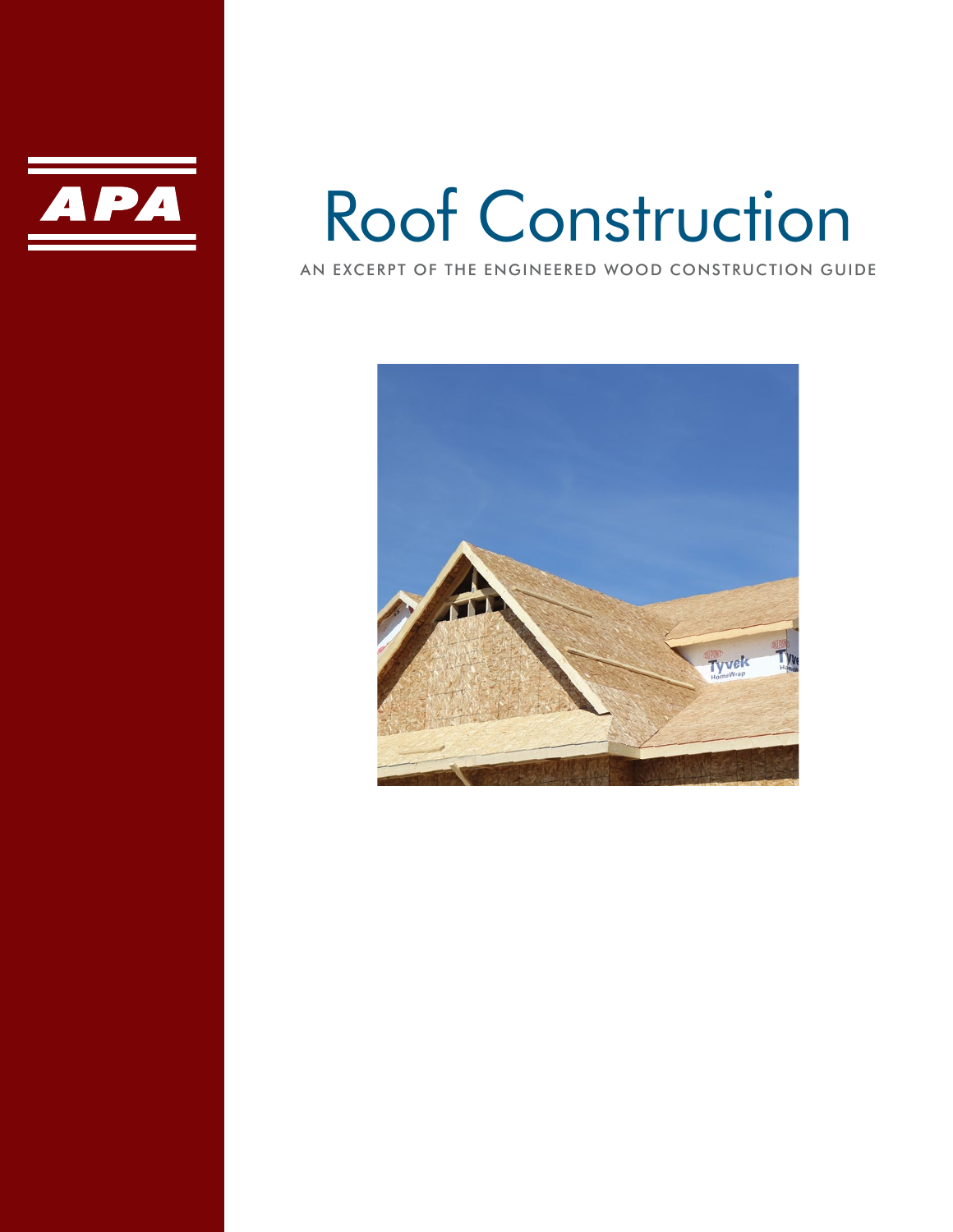APA

# Roof Construction

AN EXCERPT OF THE ENGINEERED WOOD CONSTRUCTION GUIDE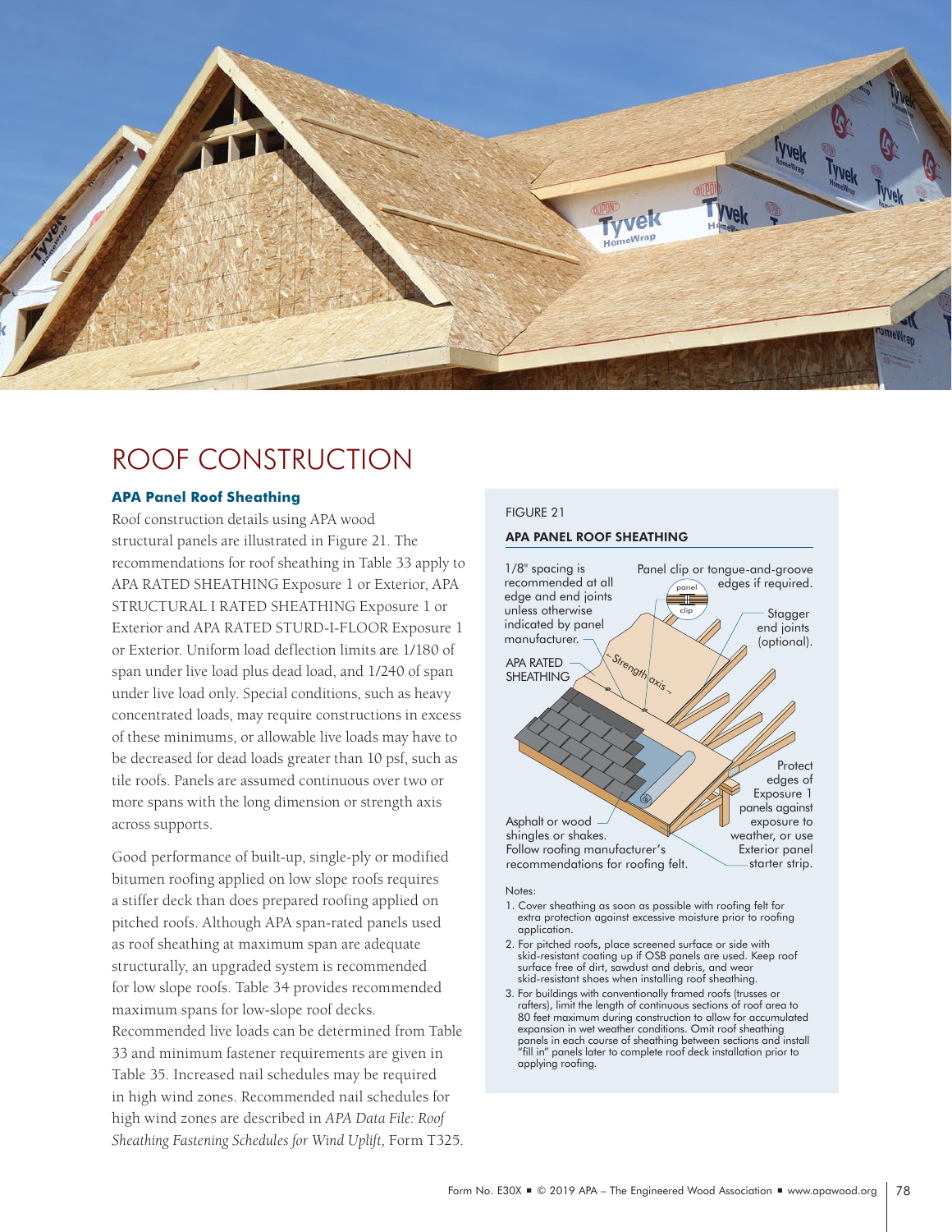# ROOF CONSTRUCTION

### APA Panel Roof Sheathing

Roof construction details using APA wood structural panels are illustrated in Figure 21. The recommendations for roof sheathing in Table 33 apply to APA RATED SHEATHING Exposure 1 or Exterior, APA STRUCTURAL I RATED SHEATHING Exposure 1 or Exterior and APA RATED STURD-I-FLOOR Exposure 1 or Exterior. Uniform load deflection limits are 1/180 of span under live load plus dead load, and 1/240 of span under live load only. Special conditions, such as heavy concentrated loads, may require constructions in excess of these minimums, or allowable live loads may have to be decreased for dead loads greater than 10 psf, such as tile roofs. Panels are assumed continuous over two or more spans with the long dimension or strength axis across supports.

Good performance of built-up, single-ply or modified bitumen roofing applied on low slope roofs requires a stiffer deck than does prepared roofing applied on pitched roofs. Although APA span-rated panels used as roof sheathing at maximum span are adequate structurally, an upgraded system is recommended for low slope roofs. Table 34 provides recommended maximum spans for low-slope roof decks. Recommended live loads can be determined from Table 33 and minimum fastener requirements are given in Table 35. Increased nail schedules may be required in high wind zones. Recommended nail schedules for high wind zones are described in *APA Data File: Roof Sheathing Fastening Schedules for Wind Uplift,* Form T325.

FIGURE 21

**APA PANEL ROOF SHEATHING**

1/8" spacing is recommended at all edge and end joints unless otherwise indicated by panel manufacturer.

Panel clip or tongue-and-groove edges if required.

Stagger end joints (optional).

APA RATED SHEATHING

Strength axis

Protect edges of Exposure 1 panels against exposure to weather, or use Exterior panel starter strip.

Asphalt or wood shingles or shakes. Follow roofing manufacturer's recommendations for roofing felt.

Notes:

1. Cover sheathing as soon as possible with roofing felt for extra protection against excessive moisture prior to roofing application.
2. For pitched roofs, place screened surface or side with skid-resistant coating up if OSB panels are used. Keep roof surface free of dirt, sawdust and debris, and wear skid-resistant shoes when installing roof sheathing.
3. For buildings with conventionally framed roofs (trusses or rafters), limit the length of continuous sections of roof area to 80 feet maximum during construction to allow for accumulated expansion in wet weather conditions. Omit roof sheathing panels in each course of sheathing between sections and install "fill in" panels later to complete roof deck installation prior to applying roofing.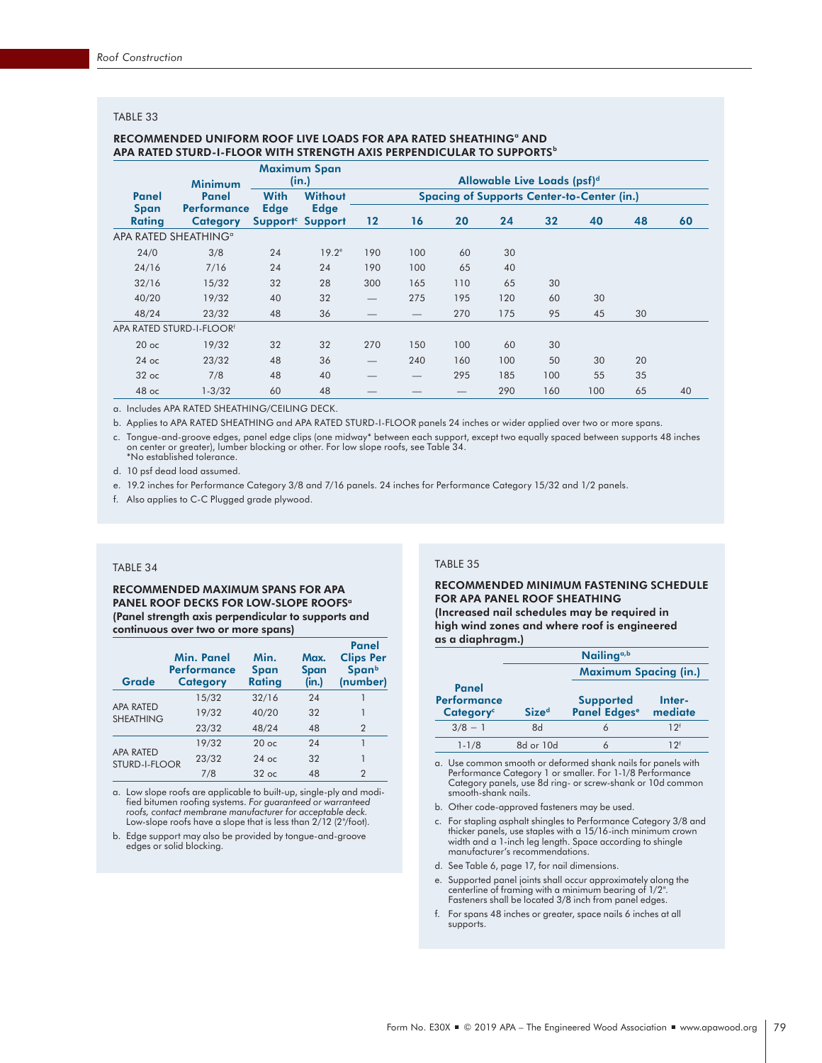TABLE 33

### RECOMMENDED UNIFORM ROOF LIVE LOADS FOR APA RATED SHEATHING[a] AND APA RATED STURD-I-FLOOR WITH STRENGTH AXIS PERPENDICULAR TO SUPPORTS[b]

| Panel Span Rating | Minimum Panel Performance Category | Maximum Span (in.) | | Allowable Live Loads (psf)[d] | | | | | | | |
|---|---|---|---|---|---|---|---|---|---|---|---|
| | | | | Spacing of Supports Center-to-Center (in.) | | | | | | | |
| | | With Edge Support[c] | Without Edge Support | 12 | 16 | 20 | 24 | 32 | 40 | 48 | 60 |
| **APA RATED SHEATHING[a]** | | | | | | | | | | | |
| 24/0 | 3/8 | 24 | 19.2[e] | 190 | 100 | 60 | 30 | | | | |
| 24/16 | 7/16 | 24 | 24 | 190 | 100 | 65 | 40 | | | | |
| 32/16 | 15/32 | 32 | 28 | 300 | 165 | 110 | 65 | 30 | | | |
| 40/20 | 19/32 | 40 | 32 | — | 275 | 195 | 120 | 60 | 30 | | |
| 48/24 | 23/32 | 48 | 36 | — | — | 270 | 175 | 95 | 45 | 30 | |
| **APA RATED STURD-I-FLOOR[f]** | | | | | | | | | | | |
| 20 oc | 19/32 | 32 | 32 | 270 | 150 | 100 | 60 | 30 | | | |
| 24 oc | 23/32 | 48 | 36 | — | 240 | 160 | 100 | 50 | 30 | 20 | |
| 32 oc | 7/8 | 48 | 40 | — | — | 295 | 185 | 100 | 55 | 35 | |
| 48 oc | 1-3/32 | 60 | 48 | — | — | — | 290 | 160 | 100 | 65 | 40 |

a. Includes APA RATED SHEATHING/CEILING DECK.

b. Applies to APA RATED SHEATHING and APA RATED STURD-I-FLOOR panels 24 inches or wider applied over two or more spans.

c. Tongue-and-groove edges, panel edge clips (one midway* between each support, except two equally spaced between supports 48 inches on center or greater), lumber blocking or other. For low slope roofs, see Table 34.
*No established tolerance.

d. 10 psf dead load assumed.

e. 19.2 inches for Performance Category 3/8 and 7/16 panels. 24 inches for Performance Category 15/32 and 1/2 panels.

f. Also applies to C-C Plugged grade plywood.

TABLE 34

### RECOMMENDED MAXIMUM SPANS FOR APA PANEL ROOF DECKS FOR LOW-SLOPE ROOFS[a]

**(Panel strength axis perpendicular to supports and continuous over two or more spans)**

| Grade | Min. Panel Performance Category | Min. Span Rating | Max. Span (in.) | Panel Clips Per Span[b] (number) |
|---|---|---|---|---|
| APA RATED SHEATHING | 15/32 | 32/16 | 24 | 1 |
| | 19/32 | 40/20 | 32 | 1 |
| | 23/32 | 48/24 | 48 | 2 |
| APA RATED STURD-I-FLOOR | 19/32 | 20 oc | 24 | 1 |
| | 23/32 | 24 oc | 32 | 1 |
| | 7/8 | 32 oc | 48 | 2 |

a. Low slope roofs are applicable to built-up, single-ply and modified bitumen roofing systems. *For guaranteed or warranteed roofs, contact membrane manufacturer for acceptable deck.* Low-slope roofs have a slope that is less than 2/12 (2"/foot).

b. Edge support may also be provided by tongue-and-groove edges or solid blocking.

TABLE 35

### RECOMMENDED MINIMUM FASTENING SCHEDULE FOR APA PANEL ROOF SHEATHING

**(Increased nail schedules may be required in high wind zones and where roof is engineered as a diaphragm.)**

| Panel Performance Category[c] | Nailing[a,b] | | |
|---|---|---|---|
| | | Maximum Spacing (in.) | |
| | Size[d] | Supported Panel Edges[e] | Inter-mediate |
| 3/8 – 1 | 8d | 6 | 12[f] |
| 1-1/8 | 8d or 10d | 6 | 12[f] |

a. Use common smooth or deformed shank nails for panels with Performance Category 1 or smaller. For 1-1/8 Performance Category panels, use 8d ring- or screw-shank or 10d common smooth-shank nails.

b. Other code-approved fasteners may be used.

c. For stapling asphalt shingles to Performance Category 3/8 and thicker panels, use staples with a 15/16-inch minimum crown width and a 1-inch leg length. Space according to shingle manufacturer's recommendations.

d. See Table 6, page 17, for nail dimensions.

e. Supported panel joints shall occur approximately along the centerline of framing with a minimum bearing of 1/2". Fasteners shall be located 3/8 inch from panel edges.

f. For spans 48 inches or greater, space nails 6 inches at all supports.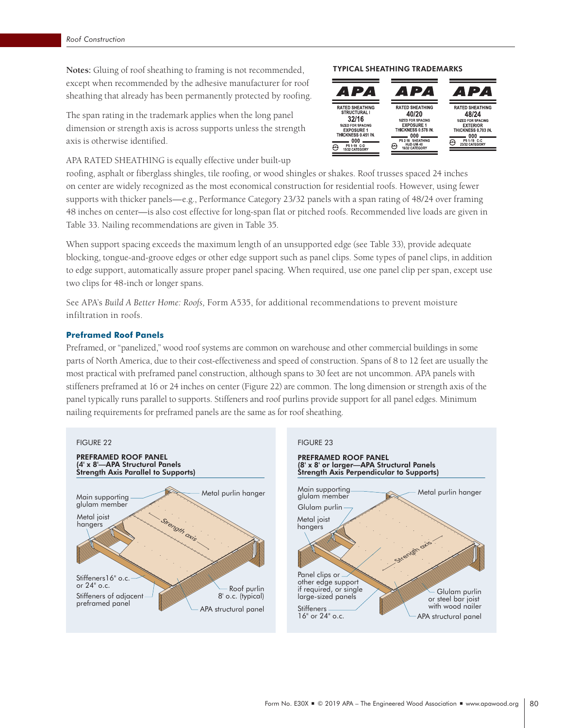**Notes:** Gluing of roof sheathing to framing is not recommended, except when recommended by the adhesive manufacturer for roof sheathing that already has been permanently protected by roofing.

The span rating in the trademark applies when the long panel dimension or strength axis is across supports unless the strength axis is otherwise identified.

**TYPICAL SHEATHING TRADEMARKS**

APA RATED SHEATHING is equally effective under built-up roofing, asphalt or fiberglass shingles, tile roofing, or wood shingles or shakes. Roof trusses spaced 24 inches on center are widely recognized as the most economical construction for residential roofs. However, using fewer supports with thicker panels—e.g., Performance Category 23/32 panels with a span rating of 48/24 over framing 48 inches on center—is also cost effective for long-span flat or pitched roofs. Recommended live loads are given in Table 33. Nailing recommendations are given in Table 35.

When support spacing exceeds the maximum length of an unsupported edge (see Table 33), provide adequate blocking, tongue-and-groove edges or other edge support such as panel clips. Some types of panel clips, in addition to edge support, automatically assure proper panel spacing. When required, use one panel clip per span, except use two clips for 48-inch or longer spans.

See APA's *Build A Better Home: Roofs,* Form A535, for additional recommendations to prevent moisture infiltration in roofs.

### Preframed Roof Panels

Preframed, or "panelized," wood roof systems are common on warehouse and other commercial buildings in some parts of North America, due to their cost-effectiveness and speed of construction. Spans of 8 to 12 feet are usually the most practical with preframed panel construction, although spans to 30 feet are not uncommon. APA panels with stiffeners preframed at 16 or 24 inches on center (Figure 22) are common. The long dimension or strength axis of the panel typically runs parallel to supports. Stiffeners and roof purlins provide support for all panel edges. Minimum nailing requirements for preframed panels are the same as for roof sheathing.

FIGURE 22

**PREFRAMED ROOF PANEL (4' x 8'—APA Structural Panels Strength Axis Parallel to Supports)**

FIGURE 23

**PREFRAMED ROOF PANEL (8' x 8' or larger—APA Structural Panels Strength Axis Perpendicular to Supports)**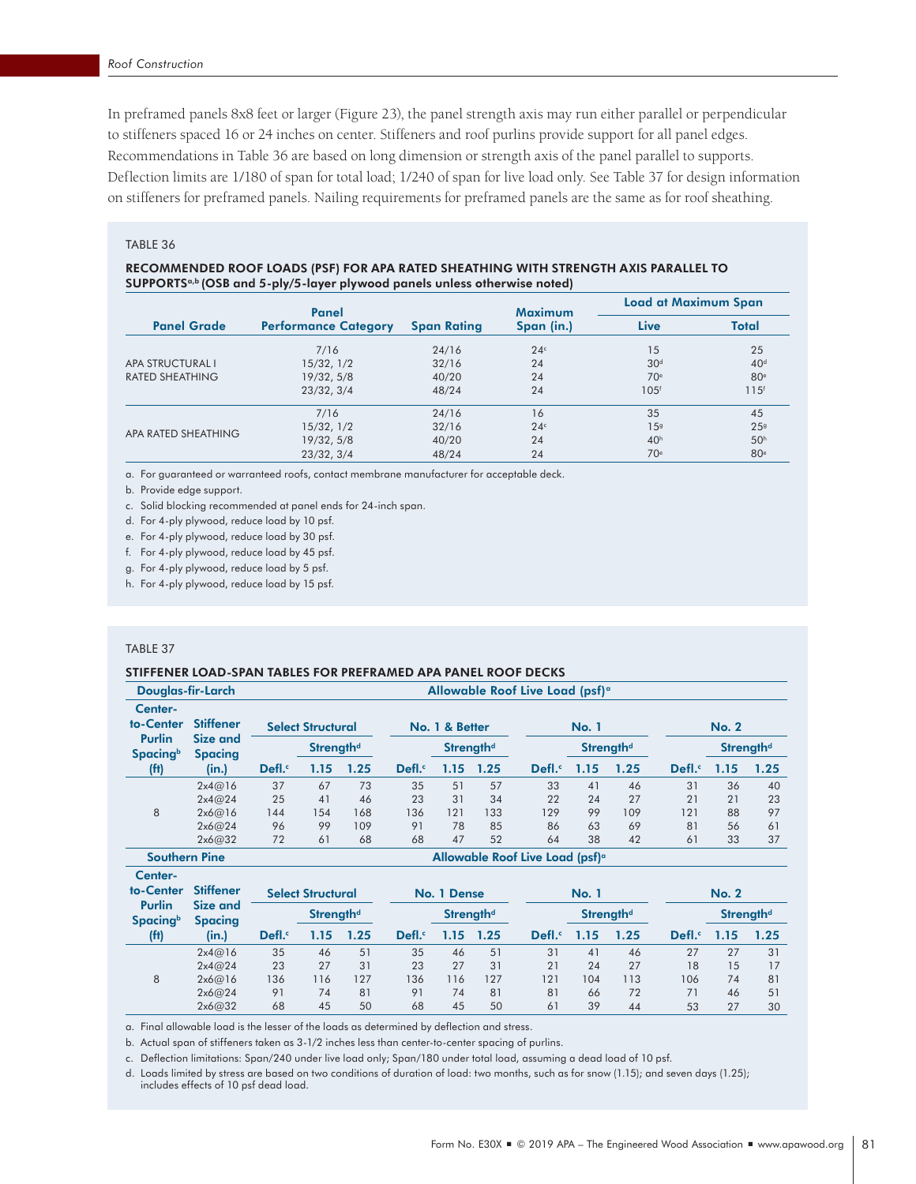In preframed panels 8x8 feet or larger (Figure 23), the panel strength axis may run either parallel or perpendicular to stiffeners spaced 16 or 24 inches on center. Stiffeners and roof purlins provide support for all panel edges. Recommendations in Table 36 are based on long dimension or strength axis of the panel parallel to supports. Deflection limits are 1/180 of span for total load; 1/240 of span for live load only. See Table 37 for design information on stiffeners for preframed panels. Nailing requirements for preframed panels are the same as for roof sheathing.

TABLE 36

**RECOMMENDED ROOF LOADS (PSF) FOR APA RATED SHEATHING WITH STRENGTH AXIS PARALLEL TO SUPPORTS[a,b] (OSB and 5-ply/5-layer plywood panels unless otherwise noted)**

| Panel Grade | Panel Performance Category | Span Rating | Maximum Span (in.) | Load at Maximum Span | |
|---|---|---|---|---|---|
| | | | | Live | Total |
| APA STRUCTURAL I RATED SHEATHING | 7/16 | 24/16 | 24[c] | 15 | 25 |
| | 15/32, 1/2 | 32/16 | 24 | 30[d] | 40[d] |
| | 19/32, 5/8 | 40/20 | 24 | 70[e] | 80[e] |
| | 23/32, 3/4 | 48/24 | 24 | 105[f] | 115[f] |
| APA RATED SHEATHING | 7/16 | 24/16 | 16 | 35 | 45 |
| | 15/32, 1/2 | 32/16 | 24[c] | 15[g] | 25[g] |
| | 19/32, 5/8 | 40/20 | 24 | 40[h] | 50[h] |
| | 23/32, 3/4 | 48/24 | 24 | 70[e] | 80[e] |

a. For guaranteed or warranteed roofs, contact membrane manufacturer for acceptable deck.

b. Provide edge support.

c. Solid blocking recommended at panel ends for 24-inch span.

d. For 4-ply plywood, reduce load by 10 psf.

e. For 4-ply plywood, reduce load by 30 psf.

f. For 4-ply plywood, reduce load by 45 psf.

g. For 4-ply plywood, reduce load by 5 psf.

h. For 4-ply plywood, reduce load by 15 psf.

TABLE 37

**STIFFENER LOAD-SPAN TABLES FOR PREFRAMED APA PANEL ROOF DECKS**

| Douglas-fir-Larch | | Allowable Roof Live Load (psf)[a] | | | | | | | | | | | |
|---|---|---|---|---|---|---|---|---|---|---|---|---|---|
| Center-to-Center Purlin Spacing[b] (ft) | Stiffener Size and Spacing (in.) | Select Structural | | | No. 1 & Better | | | No. 1 | | | No. 2 | | |
| | | Defl.[c] | Strength[d] 1.15 | Strength[d] 1.25 | Defl.[c] | Strength[d] 1.15 | Strength[d] 1.25 | Defl.[c] | Strength[d] 1.15 | Strength[d] 1.25 | Defl.[c] | Strength[d] 1.15 | Strength[d] 1.25 |
| 8 | 2x4@16 | 37 | 67 | 73 | 35 | 51 | 57 | 33 | 41 | 46 | 31 | 36 | 40 |
| | 2x4@24 | 25 | 41 | 46 | 23 | 31 | 34 | 22 | 24 | 27 | 21 | 21 | 23 |
| | 2x6@16 | 144 | 154 | 168 | 136 | 121 | 133 | 129 | 99 | 109 | 121 | 88 | 97 |
| | 2x6@24 | 96 | 99 | 109 | 91 | 78 | 85 | 86 | 63 | 69 | 81 | 56 | 61 |
| | 2x6@32 | 72 | 61 | 68 | 68 | 47 | 52 | 64 | 38 | 42 | 61 | 33 | 37 |

| Southern Pine | | Allowable Roof Live Load (psf)[a] | | | | | | | | | | | |
|---|---|---|---|---|---|---|---|---|---|---|---|---|---|
| Center-to-Center Purlin Spacing[b] (ft) | Stiffener Size and Spacing (in.) | Select Structural | | | No. 1 Dense | | | No. 1 | | | No. 2 | | |
| | | Defl.[c] | Strength[d] 1.15 | Strength[d] 1.25 | Defl.[c] | Strength[d] 1.15 | Strength[d] 1.25 | Defl.[c] | Strength[d] 1.15 | Strength[d] 1.25 | Defl.[c] | Strength[d] 1.15 | Strength[d] 1.25 |
| 8 | 2x4@16 | 35 | 46 | 51 | 35 | 46 | 51 | 31 | 41 | 46 | 27 | 27 | 31 |
| | 2x4@24 | 23 | 27 | 31 | 23 | 27 | 31 | 21 | 24 | 27 | 18 | 15 | 17 |
| | 2x6@16 | 136 | 116 | 127 | 136 | 116 | 127 | 121 | 104 | 113 | 106 | 74 | 81 |
| | 2x6@24 | 91 | 74 | 81 | 91 | 74 | 81 | 81 | 66 | 72 | 71 | 46 | 51 |
| | 2x6@32 | 68 | 45 | 50 | 68 | 45 | 50 | 61 | 39 | 44 | 53 | 27 | 30 |

a. Final allowable load is the lesser of the loads as determined by deflection and stress.

b. Actual span of stiffeners taken as 3-1/2 inches less than center-to-center spacing of purlins.

c. Deflection limitations: Span/240 under live load only; Span/180 under total load, assuming a dead load of 10 psf.

d. Loads limited by stress are based on two conditions of duration of load: two months, such as for snow (1.15); and seven days (1.25); includes effects of 10 psf dead load.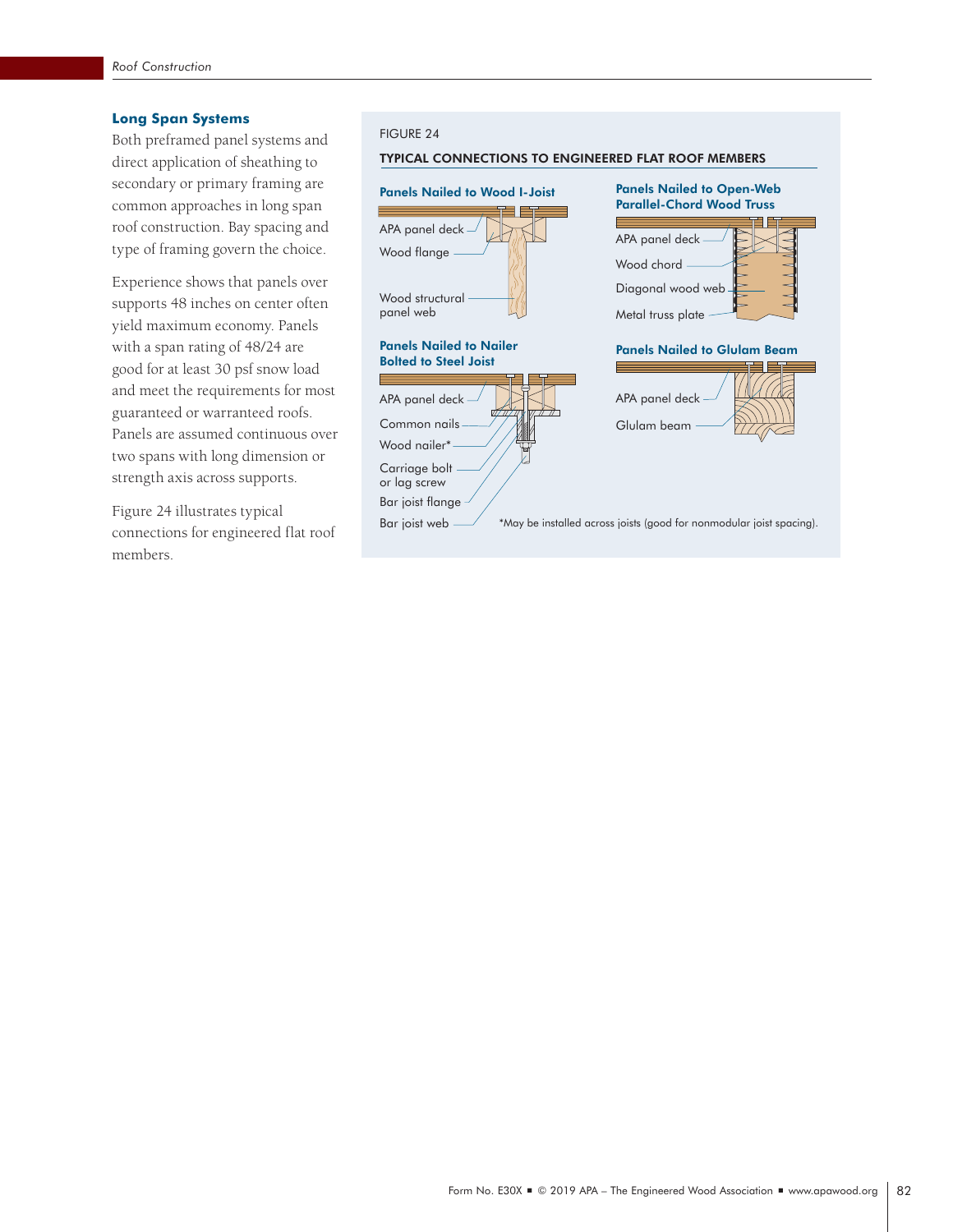### Long Span Systems

Both preframed panel systems and direct application of sheathing to secondary or primary framing are common approaches in long span roof construction. Bay spacing and type of framing govern the choice.

Experience shows that panels over supports 48 inches on center often yield maximum economy. Panels with a span rating of 48/24 are good for at least 30 psf snow load and meet the requirements for most guaranteed or warranted roofs. Panels are assumed continuous over two spans with long dimension or strength axis across supports.

Figure 24 illustrates typical connections for engineered flat roof members.

FIGURE 24

TYPICAL CONNECTIONS TO ENGINEERED FLAT ROOF MEMBERS

**Panels Nailed to Wood I-Joist**

APA panel deck

Wood flange

Wood structural panel web

**Panels Nailed to Open-Web Parallel-Chord Wood Truss**

APA panel deck

Wood chord

Diagonal wood web

Metal truss plate

**Panels Nailed to Nailer Bolted to Steel Joist**

APA panel deck

Common nails

Wood nailer*

Carriage bolt or lag screw

Bar joist flange

Bar joist web

**Panels Nailed to Glulam Beam**

APA panel deck

Glulam beam

*May be installed across joists (good for nonmodular joist spacing).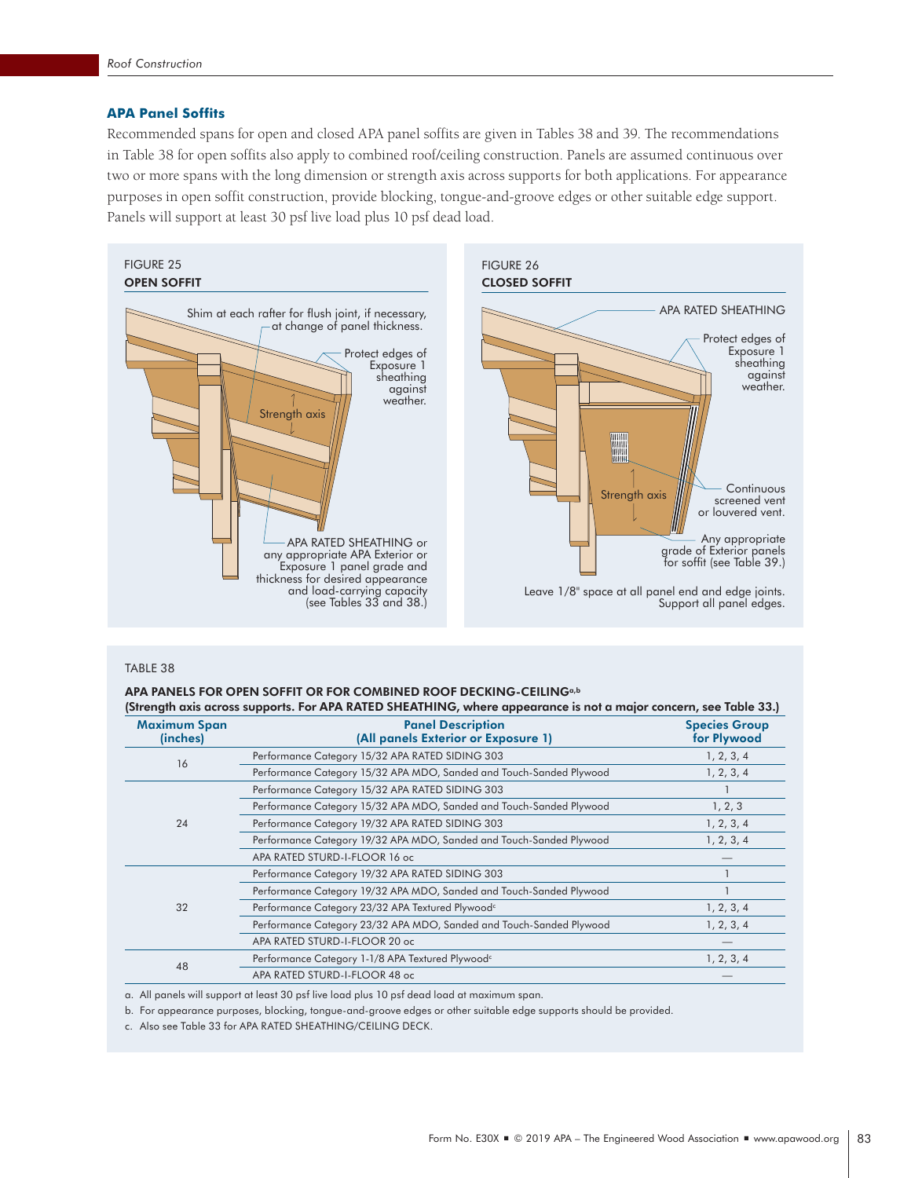### APA Panel Soffits

Recommended spans for open and closed APA panel soffits are given in Tables 38 and 39. The recommendations in Table 38 for open soffits also apply to combined roof/ceiling construction. Panels are assumed continuous over two or more spans with the long dimension or strength axis across supports for both applications. For appearance purposes in open soffit construction, provide blocking, tongue-and-groove edges or other suitable edge support. Panels will support at least 30 psf live load plus 10 psf dead load.

FIGURE 25
**OPEN SOFFIT**

Shim at each rafter for flush joint, if necessary, at change of panel thickness.

Protect edges of Exposure 1 sheathing against weather.

Strength axis

APA RATED SHEATHING or any appropriate APA Exterior or Exposure 1 panel grade and thickness for desired appearance and load-carrying capacity (see Tables 33 and 38.)

FIGURE 26
**CLOSED SOFFIT**

APA RATED SHEATHING

Protect edges of Exposure 1 sheathing against weather.

Strength axis

Continuous screened vent or louvered vent.

Any appropriate grade of Exterior panels for soffit (see Table 39.)

Leave 1/8" space at all panel end and edge joints. Support all panel edges.

TABLE 38

**APA PANELS FOR OPEN SOFFIT OR FOR COMBINED ROOF DECKING-CEILING[a,b]**
**(Strength axis across supports. For APA RATED SHEATHING, where appearance is not a major concern, see Table 33.)**

| Maximum Span (inches) | Panel Description (All panels Exterior or Exposure 1) | Species Group for Plywood |
|---|---|---|
| 16 | Performance Category 15/32 APA RATED SIDING 303 | 1, 2, 3, 4 |
| | Performance Category 15/32 APA MDO, Sanded and Touch-Sanded Plywood | 1, 2, 3, 4 |
| 24 | Performance Category 15/32 APA RATED SIDING 303 | 1 |
| | Performance Category 15/32 APA MDO, Sanded and Touch-Sanded Plywood | 1, 2, 3 |
| | Performance Category 19/32 APA RATED SIDING 303 | 1, 2, 3, 4 |
| | Performance Category 19/32 APA MDO, Sanded and Touch-Sanded Plywood | 1, 2, 3, 4 |
| | APA RATED STURD-I-FLOOR 16 oc | — |
| 32 | Performance Category 19/32 APA RATED SIDING 303 | 1 |
| | Performance Category 19/32 APA MDO, Sanded and Touch-Sanded Plywood | 1 |
| | Performance Category 23/32 APA Textured Plywood[c] | 1, 2, 3, 4 |
| | Performance Category 23/32 APA MDO, Sanded and Touch-Sanded Plywood | 1, 2, 3, 4 |
| | APA RATED STURD-I-FLOOR 20 oc | — |
| 48 | Performance Category 1-1/8 APA Textured Plywood[c] | 1, 2, 3, 4 |
| | APA RATED STURD-I-FLOOR 48 oc | — |

a. All panels will support at least 30 psf live load plus 10 psf dead load at maximum span.
b. For appearance purposes, blocking, tongue-and-groove edges or other suitable edge supports should be provided.
c. Also see Table 33 for APA RATED SHEATHING/CEILING DECK.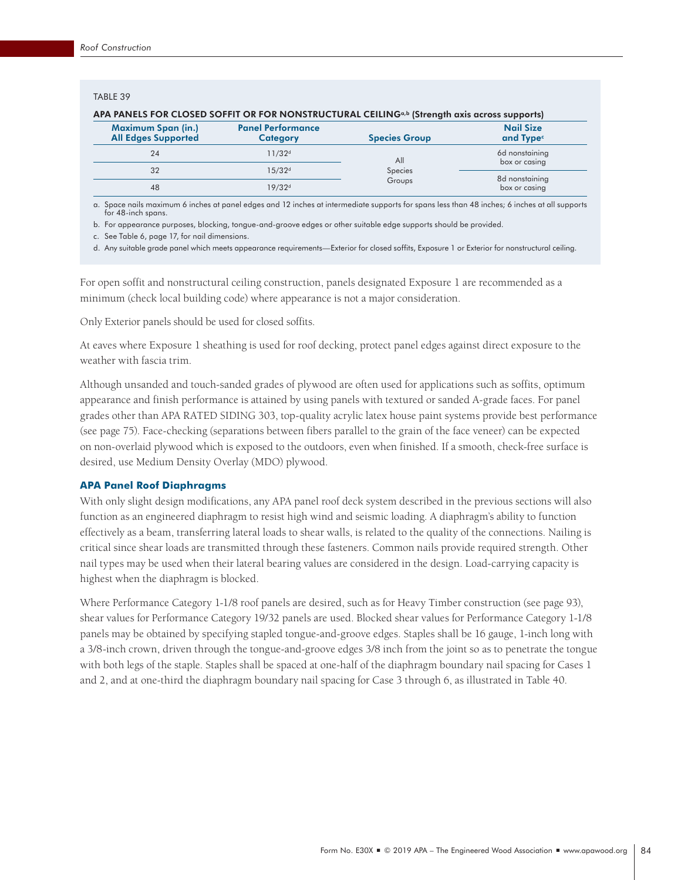TABLE 39

**APA PANELS FOR CLOSED SOFFIT OR FOR NONSTRUCTURAL CEILING[a,b] (Strength axis across supports)**

| Maximum Span (in.) All Edges Supported | Panel Performance Category | Species Group | Nail Size and Type[c] |
|---|---|---|---|
| 24 | 11/32[d] | All Species Groups | 6d nonstaining box or casing |
| 32 | 15/32[d] | | 8d nonstaining box or casing |
| 48 | 19/32[d] | | |

a. Space nails maximum 6 inches at panel edges and 12 inches at intermediate supports for spans less than 48 inches; 6 inches at all supports for 48-inch spans.

b. For appearance purposes, blocking, tongue-and-groove edges or other suitable edge supports should be provided.

c. See Table 6, page 17, for nail dimensions.

d. Any suitable grade panel which meets appearance requirements—Exterior for closed soffits, Exposure 1 or Exterior for nonstructural ceiling.

For open soffit and nonstructural ceiling construction, panels designated Exposure 1 are recommended as a minimum (check local building code) where appearance is not a major consideration.

Only Exterior panels should be used for closed soffits.

At eaves where Exposure 1 sheathing is used for roof decking, protect panel edges against direct exposure to the weather with fascia trim.

Although unsanded and touch-sanded grades of plywood are often used for applications such as soffits, optimum appearance and finish performance is attained by using panels with textured or sanded A-grade faces. For panel grades other than APA RATED SIDING 303, top-quality acrylic latex house paint systems provide best performance (see page 75). Face-checking (separations between fibers parallel to the grain of the face veneer) can be expected on non-overlaid plywood which is exposed to the outdoors, even when finished. If a smooth, check-free surface is desired, use Medium Density Overlay (MDO) plywood.

### APA Panel Roof Diaphragms

With only slight design modifications, any APA panel roof deck system described in the previous sections will also function as an engineered diaphragm to resist high wind and seismic loading. A diaphragm's ability to function effectively as a beam, transferring lateral loads to shear walls, is related to the quality of the connections. Nailing is critical since shear loads are transmitted through these fasteners. Common nails provide required strength. Other nail types may be used when their lateral bearing values are considered in the design. Load-carrying capacity is highest when the diaphragm is blocked.

Where Performance Category 1-1/8 roof panels are desired, such as for Heavy Timber construction (see page 93), shear values for Performance Category 19/32 panels are used. Blocked shear values for Performance Category 1-1/8 panels may be obtained by specifying stapled tongue-and-groove edges. Staples shall be 16 gauge, 1-inch long with a 3/8-inch crown, driven through the tongue-and-groove edges 3/8 inch from the joint so as to penetrate the tongue with both legs of the staple. Staples shall be spaced at one-half of the diaphragm boundary nail spacing for Cases 1 and 2, and at one-third the diaphragm boundary nail spacing for Case 3 through 6, as illustrated in Table 40.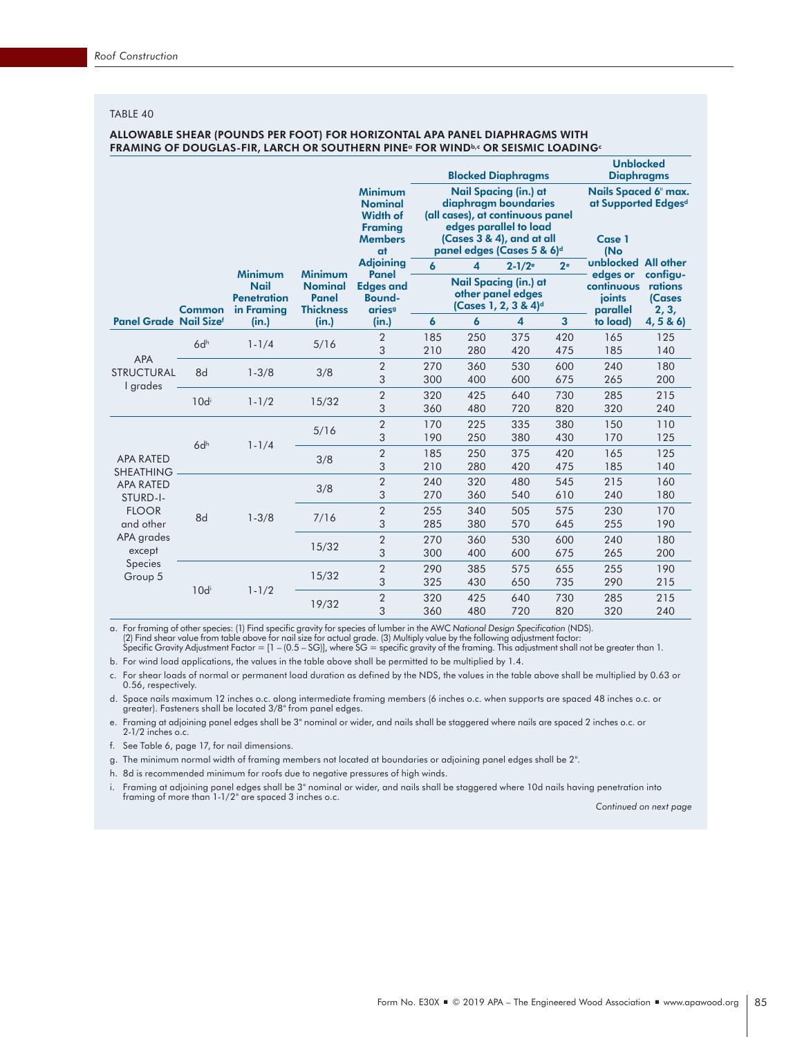TABLE 40

**ALLOWABLE SHEAR (POUNDS PER FOOT) FOR HORIZONTAL APA PANEL DIAPHRAGMS WITH FRAMING OF DOUGLAS-FIR, LARCH OR SOUTHERN PINE[a] FOR WIND[b,c] OR SEISMIC LOADING[c]**

| | | | | | Blocked Diaphragms | | | | Unblocked Diaphragms | |
|---|---|---|---|---|---|---|---|---|---|---|
| | | | | | Nail Spacing (in.) at diaphragm boundaries (all cases), at continuous panel edges parallel to load (Cases 3 & 4), and at all panel edges (Cases 5 & 6)[d] | | | | Nails Spaced 6" max. at Supported Edges[d] | |
| | | | | | 6 | 4 | 2-1/2[e] | 2[e] | | |
| | | | | Minimum Nominal Width of Framing Members at Adjoining Panel Edges and Boundaries[g] | Nail Spacing (in.) at other panel edges (Cases 1, 2, 3 & 4)[d] | | | | Case 1 (No unblocked edges or continuous joints parallel to load) | All other configurations (Cases 2, 3, 4, 5 & 6) |
| Panel Grade | Common Nail Size[f] | Minimum Nail Penetration in Framing (in.) | Minimum Nominal Panel Thickness (in.) | (in.) | 6 | 6 | 4 | 3 | | |
| APA STRUCTURAL I grades | 6d[h] | 1-1/4 | 5/16 | 2 | 185 | 250 | 375 | 420 | 165 | 125 |
| | | | | 3 | 210 | 280 | 420 | 475 | 185 | 140 |
| | 8d | 1-3/8 | 3/8 | 2 | 270 | 360 | 530 | 600 | 240 | 180 |
| | | | | 3 | 300 | 400 | 600 | 675 | 265 | 200 |
| | 10d[i] | 1-1/2 | 15/32 | 2 | 320 | 425 | 640 | 730 | 285 | 215 |
| | | | | 3 | 360 | 480 | 720 | 820 | 320 | 240 |
| APA RATED SHEATHING APA RATED STURD-I-FLOOR and other APA grades except Species Group 5 | 6d[h] | 1-1/4 | 5/16 | 2 | 170 | 225 | 335 | 380 | 150 | 110 |
| | | | | 3 | 190 | 250 | 380 | 430 | 170 | 125 |
| | | | 3/8 | 2 | 185 | 250 | 375 | 420 | 165 | 125 |
| | | | | 3 | 210 | 280 | 420 | 475 | 185 | 140 |
| | 8d | 1-3/8 | 3/8 | 2 | 240 | 320 | 480 | 545 | 215 | 160 |
| | | | | 3 | 270 | 360 | 540 | 610 | 240 | 180 |
| | | | 7/16 | 2 | 255 | 340 | 505 | 575 | 230 | 170 |
| | | | | 3 | 285 | 380 | 570 | 645 | 255 | 190 |
| | | | 15/32 | 2 | 270 | 360 | 530 | 600 | 240 | 180 |
| | | | | 3 | 300 | 400 | 600 | 675 | 265 | 200 |
| | 10d[i] | 1-1/2 | 15/32 | 2 | 290 | 385 | 575 | 655 | 255 | 190 |
| | | | | 3 | 325 | 430 | 650 | 735 | 290 | 215 |
| | | | 19/32 | 2 | 320 | 425 | 640 | 730 | 285 | 215 |
| | | | | 3 | 360 | 480 | 720 | 820 | 320 | 240 |

a. For framing of other species: (1) Find specific gravity for species of lumber in the AWC *National Design Specification* (NDS). (2) Find shear value from table above for nail size for actual grade. (3) Multiply value by the following adjustment factor: Specific Gravity Adjustment Factor = [1 – (0.5 – SG)], where SG = specific gravity of the framing. This adjustment shall not be greater than 1.

b. For wind load applications, the values in the table above shall be permitted to be multiplied by 1.4.

c. For shear loads of normal or permanent load duration as defined by the NDS, the values in the table above shall be multiplied by 0.63 or 0.56, respectively.

d. Space nails maximum 12 inches o.c. along intermediate framing members (6 inches o.c. when supports are spaced 48 inches o.c. or greater). Fasteners shall be located 3/8" from panel edges.

e. Framing at adjoining panel edges shall be 3" nominal or wider, and nails shall be staggered where nails are spaced 2 inches o.c. or 2-1/2 inches o.c.

f. See Table 6, page 17, for nail dimensions.

g. The minimum normal width of framing members not located at boundaries or adjoining panel edges shall be 2".

h. 8d is recommended minimum for roofs due to negative pressures of high winds.

i. Framing at adjoining panel edges shall be 3" nominal or wider, and nails shall be staggered where 10d nails having penetration into framing of more than 1-1/2" are spaced 3 inches o.c.

*Continued on next page*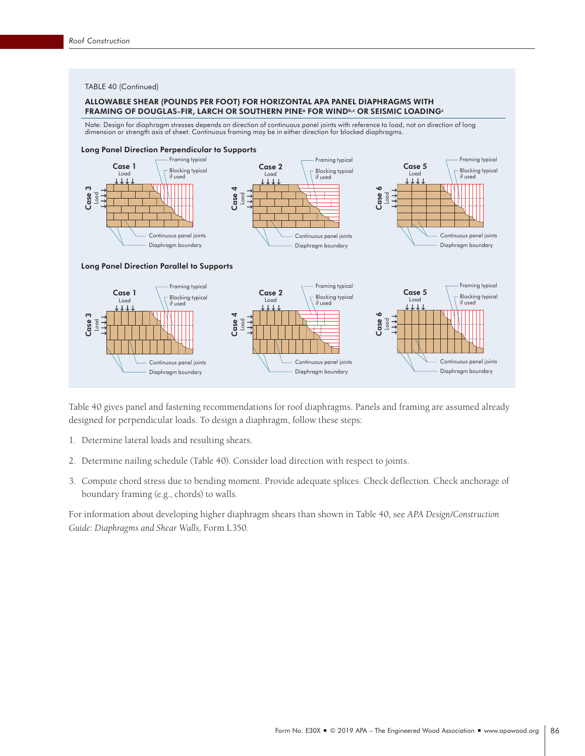TABLE 40 (Continued)

**ALLOWABLE SHEAR (POUNDS PER FOOT) FOR HORIZONTAL APA PANEL DIAPHRAGMS WITH FRAMING OF DOUGLAS-FIR, LARCH OR SOUTHERN PINE[a] FOR WIND[b,c] OR SEISMIC LOADING[c]**

Note: Design for diaphragm stresses depends on direction of continuous panel joints with reference to load, not on direction of long dimension or strength axis of sheet. Continuous framing may be in either direction for blocked diaphragms.

**Long Panel Direction Perpendicular to Supports**

Case 1, Case 2, Case 3, Case 4, Case 5, Case 6 — Load; Framing typical; Blocking typical if used; Continuous panel joints; Diaphragm boundary

**Long Panel Direction Parallel to Supports**

Case 1, Case 2, Case 3, Case 4, Case 5, Case 6 — Load; Framing typical; Blocking typical if used; Continuous panel joints; Diaphragm boundary

Table 40 gives panel and fastening recommendations for roof diaphragms. Panels and framing are assumed already designed for perpendicular loads. To design a diaphragm, follow these steps:

1. Determine lateral loads and resulting shears.
2. Determine nailing schedule (Table 40). Consider load direction with respect to joints.
3. Compute chord stress due to bending moment. Provide adequate splices. Check deflection. Check anchorage of boundary framing (e.g., chords) to walls.

For information about developing higher diaphragm shears than shown in Table 40, see *APA Design/Construction Guide: Diaphragms and Shear Walls,* Form L350.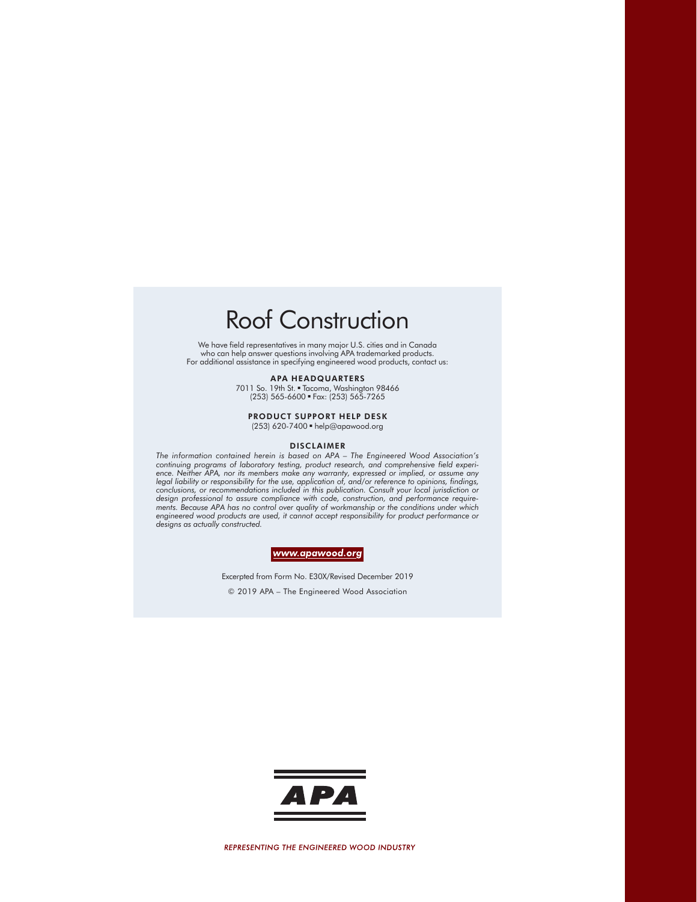# Roof Construction

We have field representatives in many major U.S. cities and in Canada who can help answer questions involving APA trademarked products. For additional assistance in specifying engineered wood products, contact us:

**APA HEADQUARTERS**
7011 So. 19th St. ▪ Tacoma, Washington 98466
(253) 565-6600 ▪ Fax: (253) 565-7265

**PRODUCT SUPPORT HELP DESK**
(253) 620-7400 ▪ help@apawood.org

**DISCLAIMER**

*The information contained herein is based on APA – The Engineered Wood Association's continuing programs of laboratory testing, product research, and comprehensive field experience. Neither APA, nor its members make any warranty, expressed or implied, or assume any legal liability or responsibility for the use, application of, and/or reference to opinions, findings, conclusions, or recommendations included in this publication. Consult your local jurisdiction or design professional to assure compliance with code, construction, and performance requirements. Because APA has no control over quality of workmanship or the conditions under which engineered wood products are used, it cannot accept responsibility for product performance or designs as actually constructed.*

***www.apawood.org***

Excerpted from Form No. E30X/Revised December 2019

© 2019 APA – The Engineered Wood Association

APA

*REPRESENTING THE ENGINEERED WOOD INDUSTRY*